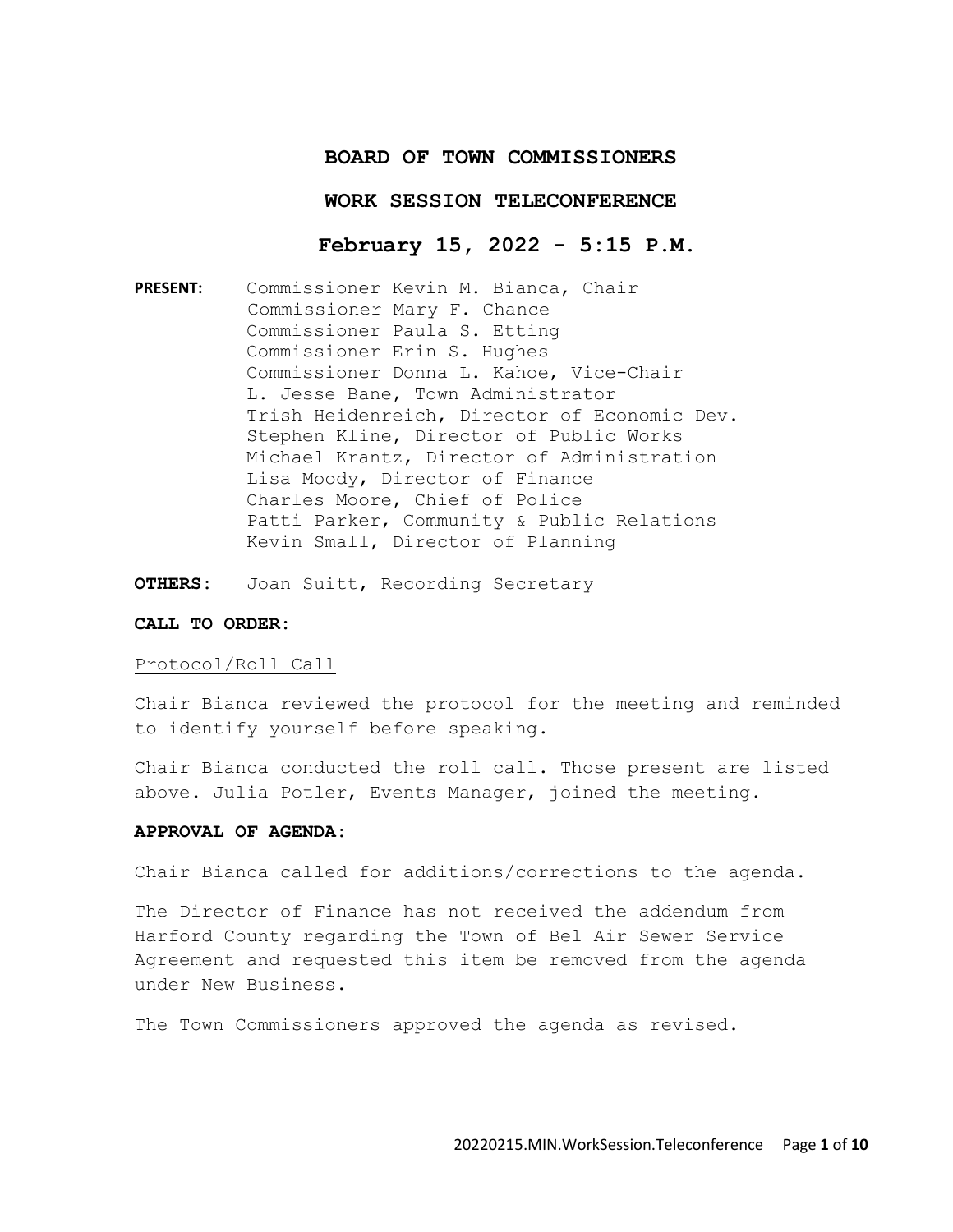# BOARD OF TOWN COMMISSIONERS

## WORK SESSION TELECONFERENCE

## February 15, 2022 - 5:15 P.M.

**PRESENT:** Commissioner Kevin M. Bianca, Chair
Commissioner Mary F. Chance
Commissioner Paula S. Etting
Commissioner Erin S. Hughes
Commissioner Donna L. Kahoe, Vice-Chair
L. Jesse Bane, Town Administrator
Trish Heidenreich, Director of Economic Dev.
Stephen Kline, Director of Public Works
Michael Krantz, Director of Administration
Lisa Moody, Director of Finance
Charles Moore, Chief of Police
Patti Parker, Community & Public Relations
Kevin Small, Director of Planning

**OTHERS:** Joan Suitt, Recording Secretary

**CALL TO ORDER:**

Protocol/Roll Call

Chair Bianca reviewed the protocol for the meeting and reminded to identify yourself before speaking.

Chair Bianca conducted the roll call. Those present are listed above. Julia Potler, Events Manager, joined the meeting.

**APPROVAL OF AGENDA:**

Chair Bianca called for additions/corrections to the agenda.

The Director of Finance has not received the addendum from Harford County regarding the Town of Bel Air Sewer Service Agreement and requested this item be removed from the agenda under New Business.

The Town Commissioners approved the agenda as revised.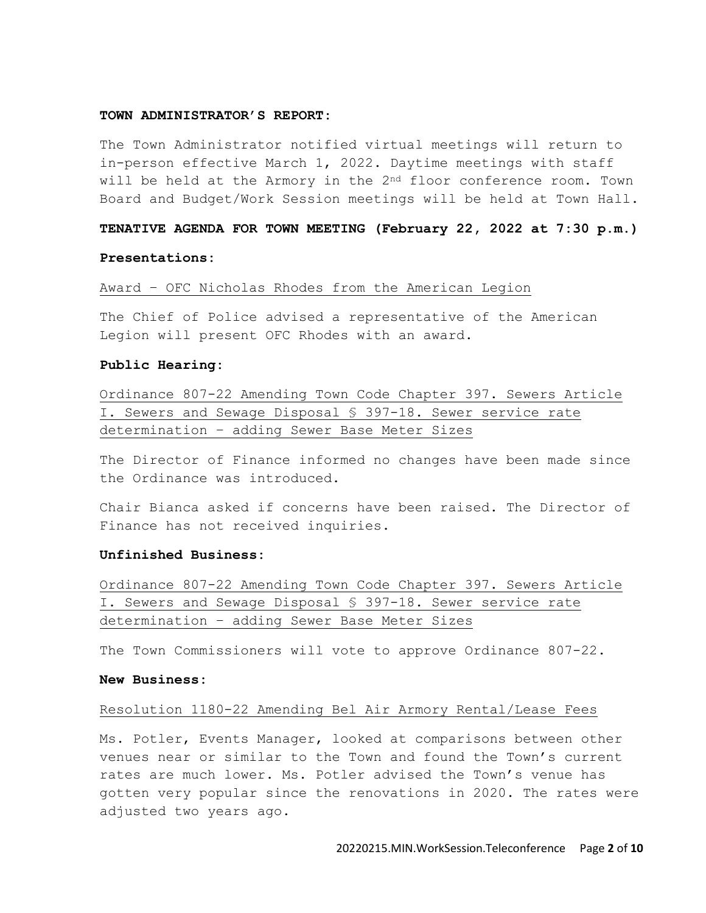**TOWN ADMINISTRATOR'S REPORT:**

The Town Administrator notified virtual meetings will return to in-person effective March 1, 2022. Daytime meetings with staff will be held at the Armory in the 2nd floor conference room. Town Board and Budget/Work Session meetings will be held at Town Hall.

**TENATIVE AGENDA FOR TOWN MEETING (February 22, 2022 at 7:30 p.m.)**

**Presentations:**

Award – OFC Nicholas Rhodes from the American Legion

The Chief of Police advised a representative of the American Legion will present OFC Rhodes with an award.

**Public Hearing:**

Ordinance 807-22 Amending Town Code Chapter 397. Sewers Article I. Sewers and Sewage Disposal § 397-18. Sewer service rate determination – adding Sewer Base Meter Sizes

The Director of Finance informed no changes have been made since the Ordinance was introduced.

Chair Bianca asked if concerns have been raised. The Director of Finance has not received inquiries.

**Unfinished Business:**

Ordinance 807-22 Amending Town Code Chapter 397. Sewers Article I. Sewers and Sewage Disposal § 397-18. Sewer service rate determination – adding Sewer Base Meter Sizes

The Town Commissioners will vote to approve Ordinance 807-22.

**New Business:**

Resolution 1180-22 Amending Bel Air Armory Rental/Lease Fees

Ms. Potler, Events Manager, looked at comparisons between other venues near or similar to the Town and found the Town's current rates are much lower. Ms. Potler advised the Town's venue has gotten very popular since the renovations in 2020. The rates were adjusted two years ago.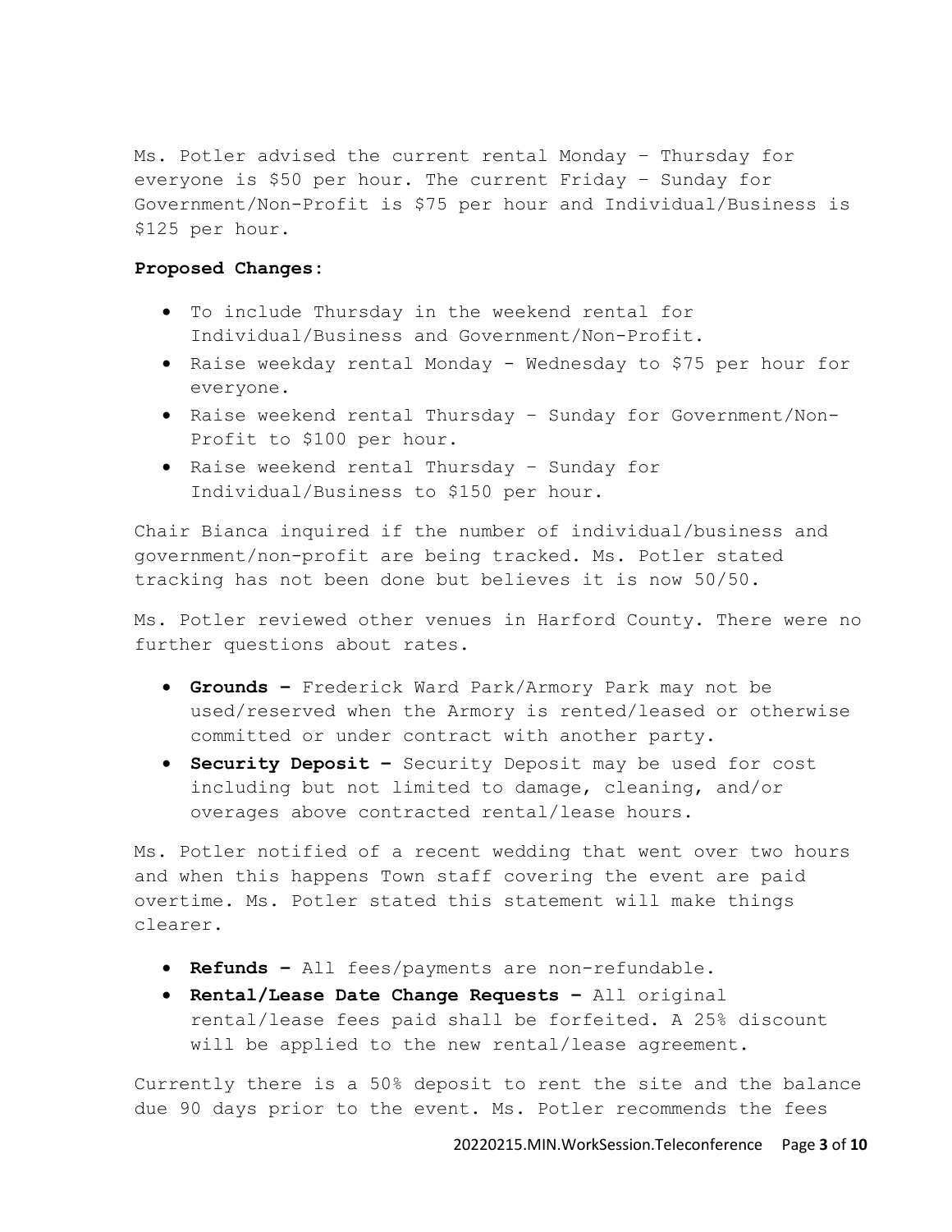Ms. Potler advised the current rental Monday – Thursday for everyone is $50 per hour. The current Friday – Sunday for Government/Non-Profit is $75 per hour and Individual/Business is $125 per hour.

**Proposed Changes:**

- To include Thursday in the weekend rental for Individual/Business and Government/Non-Profit.
- Raise weekday rental Monday - Wednesday to $75 per hour for everyone.
- Raise weekend rental Thursday – Sunday for Government/Non-Profit to $100 per hour.
- Raise weekend rental Thursday – Sunday for Individual/Business to $150 per hour.

Chair Bianca inquired if the number of individual/business and government/non-profit are being tracked. Ms. Potler stated tracking has not been done but believes it is now 50/50.

Ms. Potler reviewed other venues in Harford County. There were no further questions about rates.

- **Grounds –** Frederick Ward Park/Armory Park may not be used/reserved when the Armory is rented/leased or otherwise committed or under contract with another party.
- **Security Deposit –** Security Deposit may be used for cost including but not limited to damage, cleaning, and/or overages above contracted rental/lease hours.

Ms. Potler notified of a recent wedding that went over two hours and when this happens Town staff covering the event are paid overtime. Ms. Potler stated this statement will make things clearer.

- **Refunds –** All fees/payments are non-refundable.
- **Rental/Lease Date Change Requests –** All original rental/lease fees paid shall be forfeited. A 25% discount will be applied to the new rental/lease agreement.

Currently there is a 50% deposit to rent the site and the balance due 90 days prior to the event. Ms. Potler recommends the fees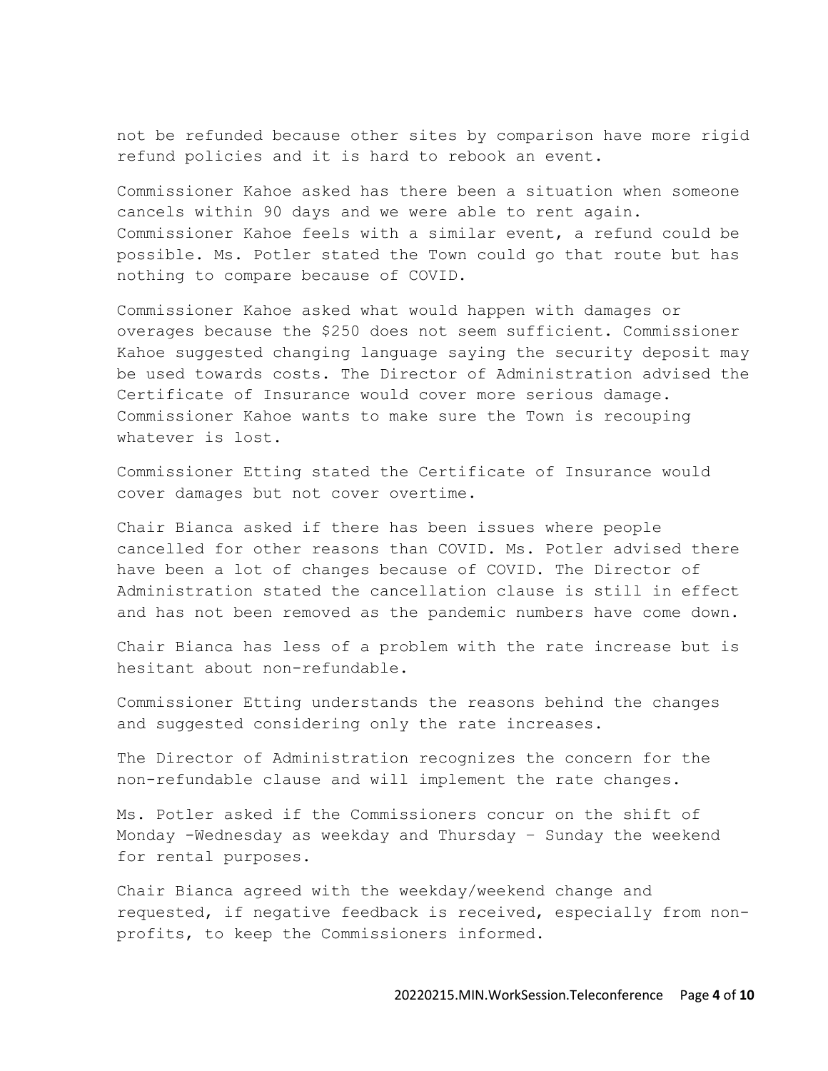not be refunded because other sites by comparison have more rigid refund policies and it is hard to rebook an event.

Commissioner Kahoe asked has there been a situation when someone cancels within 90 days and we were able to rent again. Commissioner Kahoe feels with a similar event, a refund could be possible. Ms. Potler stated the Town could go that route but has nothing to compare because of COVID.

Commissioner Kahoe asked what would happen with damages or overages because the $250 does not seem sufficient. Commissioner Kahoe suggested changing language saying the security deposit may be used towards costs. The Director of Administration advised the Certificate of Insurance would cover more serious damage. Commissioner Kahoe wants to make sure the Town is recouping whatever is lost.

Commissioner Etting stated the Certificate of Insurance would cover damages but not cover overtime.

Chair Bianca asked if there has been issues where people cancelled for other reasons than COVID. Ms. Potler advised there have been a lot of changes because of COVID. The Director of Administration stated the cancellation clause is still in effect and has not been removed as the pandemic numbers have come down.

Chair Bianca has less of a problem with the rate increase but is hesitant about non-refundable.

Commissioner Etting understands the reasons behind the changes and suggested considering only the rate increases.

The Director of Administration recognizes the concern for the non-refundable clause and will implement the rate changes.

Ms. Potler asked if the Commissioners concur on the shift of Monday -Wednesday as weekday and Thursday – Sunday the weekend for rental purposes.

Chair Bianca agreed with the weekday/weekend change and requested, if negative feedback is received, especially from non-profits, to keep the Commissioners informed.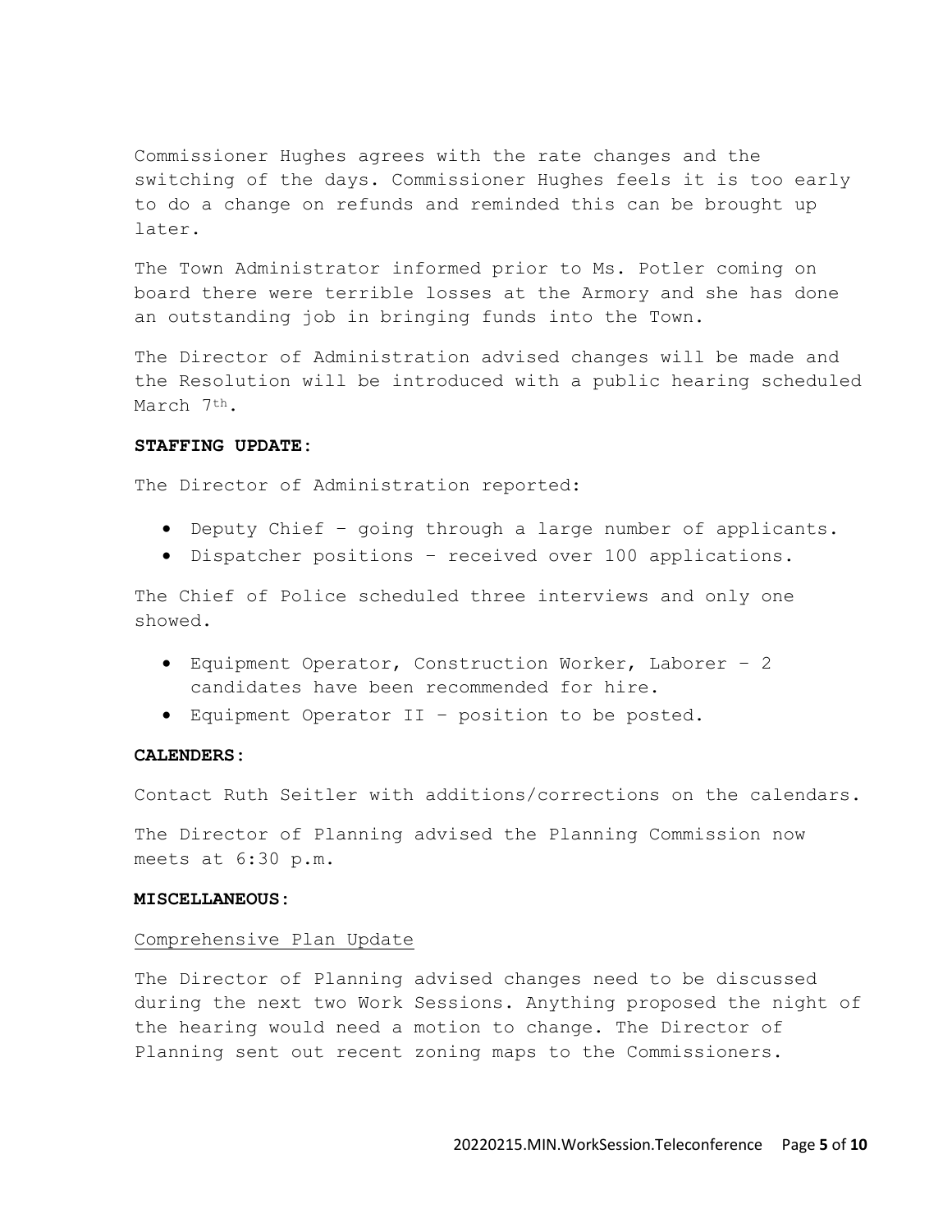Commissioner Hughes agrees with the rate changes and the switching of the days. Commissioner Hughes feels it is too early to do a change on refunds and reminded this can be brought up later.

The Town Administrator informed prior to Ms. Potler coming on board there were terrible losses at the Armory and she has done an outstanding job in bringing funds into the Town.

The Director of Administration advised changes will be made and the Resolution will be introduced with a public hearing scheduled March 7th.

**STAFFING UPDATE:**

The Director of Administration reported:

- Deputy Chief – going through a large number of applicants.
- Dispatcher positions – received over 100 applications.

The Chief of Police scheduled three interviews and only one showed.

- Equipment Operator, Construction Worker, Laborer – 2 candidates have been recommended for hire.
- Equipment Operator II – position to be posted.

**CALENDERS:**

Contact Ruth Seitler with additions/corrections on the calendars.

The Director of Planning advised the Planning Commission now meets at 6:30 p.m.

**MISCELLANEOUS:**

Comprehensive Plan Update

The Director of Planning advised changes need to be discussed during the next two Work Sessions. Anything proposed the night of the hearing would need a motion to change. The Director of Planning sent out recent zoning maps to the Commissioners.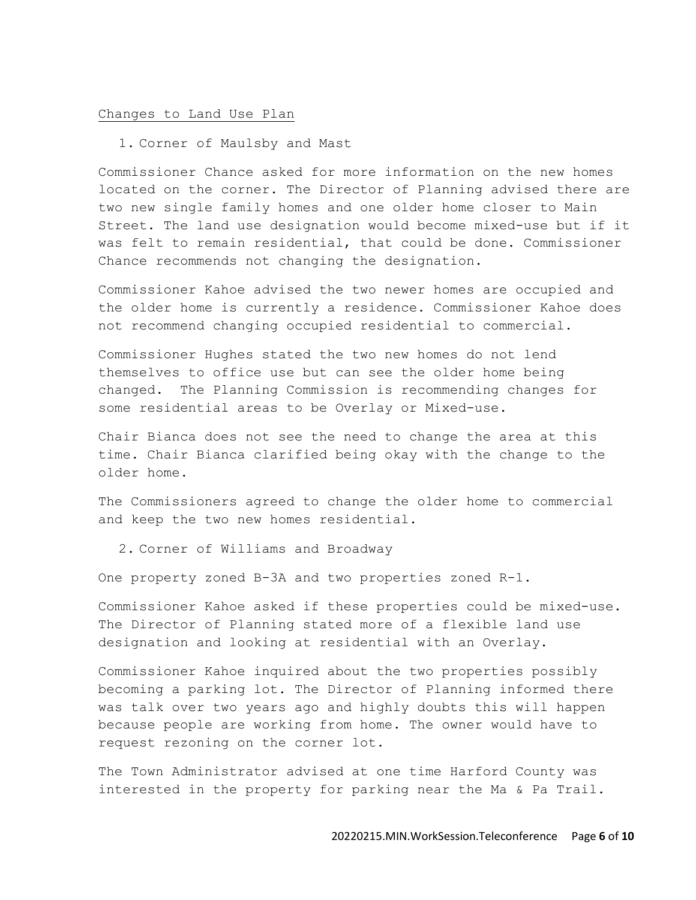Changes to Land Use Plan

1. Corner of Maulsby and Mast

Commissioner Chance asked for more information on the new homes located on the corner. The Director of Planning advised there are two new single family homes and one older home closer to Main Street. The land use designation would become mixed-use but if it was felt to remain residential, that could be done. Commissioner Chance recommends not changing the designation.

Commissioner Kahoe advised the two newer homes are occupied and the older home is currently a residence. Commissioner Kahoe does not recommend changing occupied residential to commercial.

Commissioner Hughes stated the two new homes do not lend themselves to office use but can see the older home being changed. The Planning Commission is recommending changes for some residential areas to be Overlay or Mixed-use.

Chair Bianca does not see the need to change the area at this time. Chair Bianca clarified being okay with the change to the older home.

The Commissioners agreed to change the older home to commercial and keep the two new homes residential.

2. Corner of Williams and Broadway

One property zoned B-3A and two properties zoned R-1.

Commissioner Kahoe asked if these properties could be mixed-use. The Director of Planning stated more of a flexible land use designation and looking at residential with an Overlay.

Commissioner Kahoe inquired about the two properties possibly becoming a parking lot. The Director of Planning informed there was talk over two years ago and highly doubts this will happen because people are working from home. The owner would have to request rezoning on the corner lot.

The Town Administrator advised at one time Harford County was interested in the property for parking near the Ma & Pa Trail.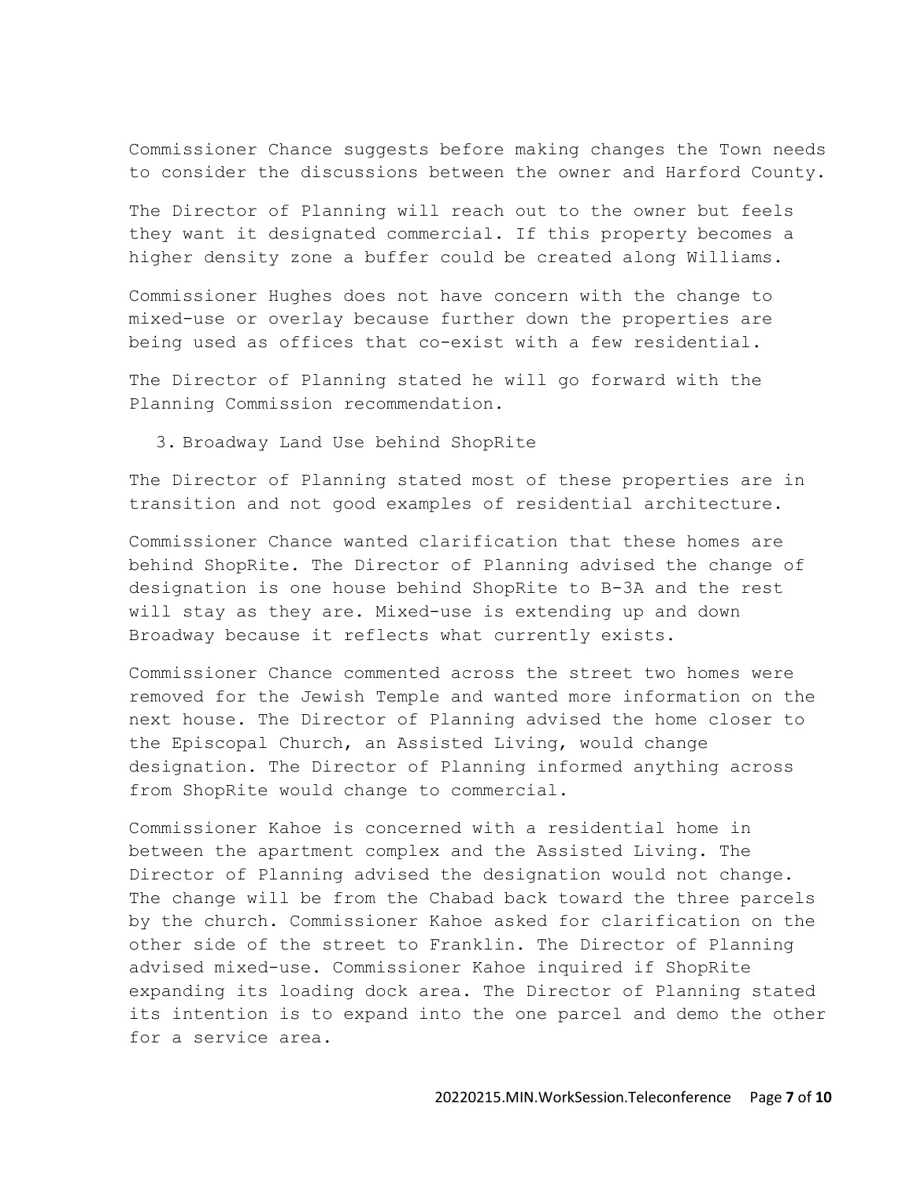Commissioner Chance suggests before making changes the Town needs to consider the discussions between the owner and Harford County.

The Director of Planning will reach out to the owner but feels they want it designated commercial. If this property becomes a higher density zone a buffer could be created along Williams.

Commissioner Hughes does not have concern with the change to mixed-use or overlay because further down the properties are being used as offices that co-exist with a few residential.

The Director of Planning stated he will go forward with the Planning Commission recommendation.

3. Broadway Land Use behind ShopRite

The Director of Planning stated most of these properties are in transition and not good examples of residential architecture.

Commissioner Chance wanted clarification that these homes are behind ShopRite. The Director of Planning advised the change of designation is one house behind ShopRite to B-3A and the rest will stay as they are. Mixed-use is extending up and down Broadway because it reflects what currently exists.

Commissioner Chance commented across the street two homes were removed for the Jewish Temple and wanted more information on the next house. The Director of Planning advised the home closer to the Episcopal Church, an Assisted Living, would change designation. The Director of Planning informed anything across from ShopRite would change to commercial.

Commissioner Kahoe is concerned with a residential home in between the apartment complex and the Assisted Living. The Director of Planning advised the designation would not change. The change will be from the Chabad back toward the three parcels by the church. Commissioner Kahoe asked for clarification on the other side of the street to Franklin. The Director of Planning advised mixed-use. Commissioner Kahoe inquired if ShopRite expanding its loading dock area. The Director of Planning stated its intention is to expand into the one parcel and demo the other for a service area.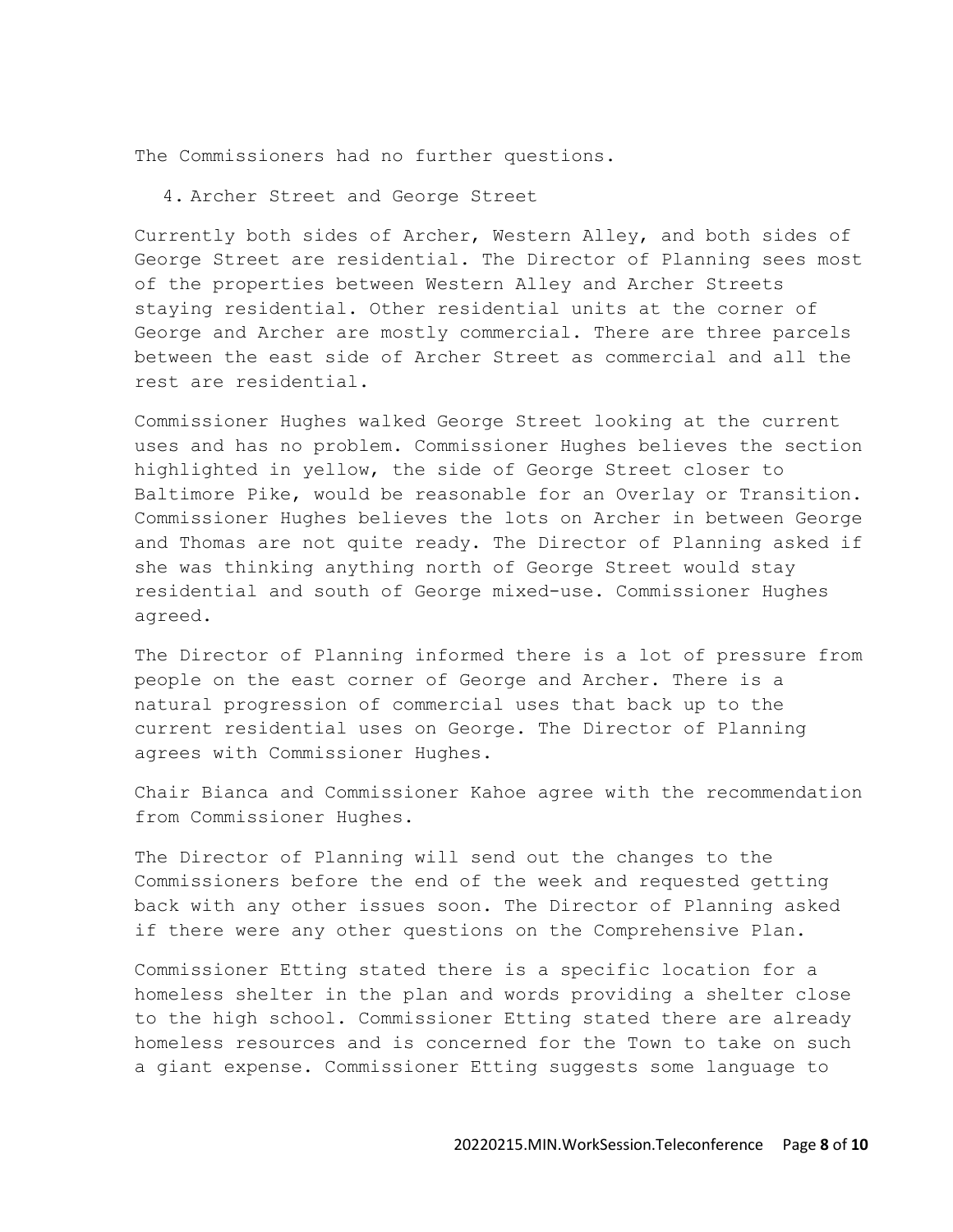The Commissioners had no further questions.

4. Archer Street and George Street

Currently both sides of Archer, Western Alley, and both sides of George Street are residential. The Director of Planning sees most of the properties between Western Alley and Archer Streets staying residential. Other residential units at the corner of George and Archer are mostly commercial. There are three parcels between the east side of Archer Street as commercial and all the rest are residential.

Commissioner Hughes walked George Street looking at the current uses and has no problem. Commissioner Hughes believes the section highlighted in yellow, the side of George Street closer to Baltimore Pike, would be reasonable for an Overlay or Transition. Commissioner Hughes believes the lots on Archer in between George and Thomas are not quite ready. The Director of Planning asked if she was thinking anything north of George Street would stay residential and south of George mixed-use. Commissioner Hughes agreed.

The Director of Planning informed there is a lot of pressure from people on the east corner of George and Archer. There is a natural progression of commercial uses that back up to the current residential uses on George. The Director of Planning agrees with Commissioner Hughes.

Chair Bianca and Commissioner Kahoe agree with the recommendation from Commissioner Hughes.

The Director of Planning will send out the changes to the Commissioners before the end of the week and requested getting back with any other issues soon. The Director of Planning asked if there were any other questions on the Comprehensive Plan.

Commissioner Etting stated there is a specific location for a homeless shelter in the plan and words providing a shelter close to the high school. Commissioner Etting stated there are already homeless resources and is concerned for the Town to take on such a giant expense. Commissioner Etting suggests some language to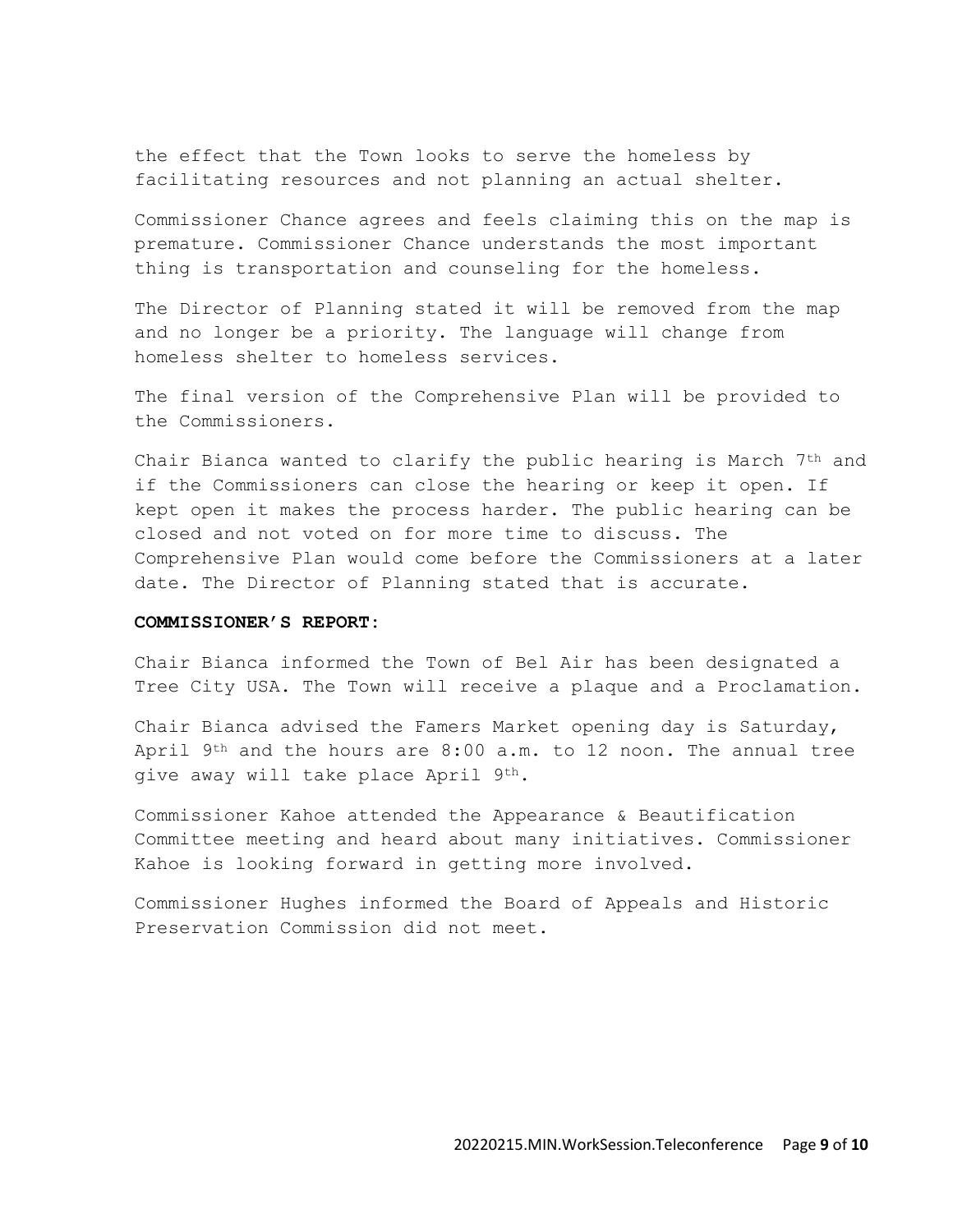the effect that the Town looks to serve the homeless by facilitating resources and not planning an actual shelter.

Commissioner Chance agrees and feels claiming this on the map is premature. Commissioner Chance understands the most important thing is transportation and counseling for the homeless.

The Director of Planning stated it will be removed from the map and no longer be a priority. The language will change from homeless shelter to homeless services.

The final version of the Comprehensive Plan will be provided to the Commissioners.

Chair Bianca wanted to clarify the public hearing is March 7th and if the Commissioners can close the hearing or keep it open. If kept open it makes the process harder. The public hearing can be closed and not voted on for more time to discuss. The Comprehensive Plan would come before the Commissioners at a later date. The Director of Planning stated that is accurate.

**COMMISSIONER'S REPORT:**

Chair Bianca informed the Town of Bel Air has been designated a Tree City USA. The Town will receive a plaque and a Proclamation.

Chair Bianca advised the Famers Market opening day is Saturday, April 9th and the hours are 8:00 a.m. to 12 noon. The annual tree give away will take place April 9th.

Commissioner Kahoe attended the Appearance & Beautification Committee meeting and heard about many initiatives. Commissioner Kahoe is looking forward in getting more involved.

Commissioner Hughes informed the Board of Appeals and Historic Preservation Commission did not meet.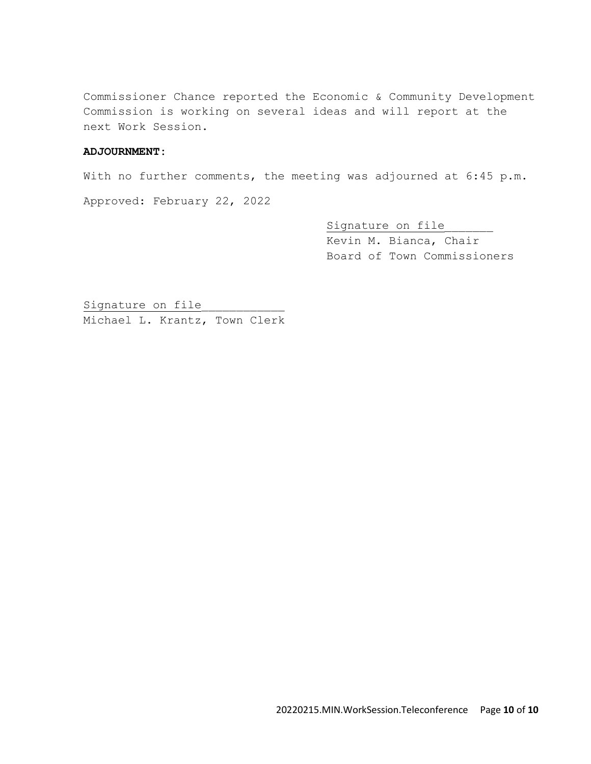Commissioner Chance reported the Economic & Community Development Commission is working on several ideas and will report at the next Work Session.

**ADJOURNMENT:**

With no further comments, the meeting was adjourned at 6:45 p.m.

Approved: February 22, 2022

Signature on file
Kevin M. Bianca, Chair
Board of Town Commissioners

Signature on file
Michael L. Krantz, Town Clerk